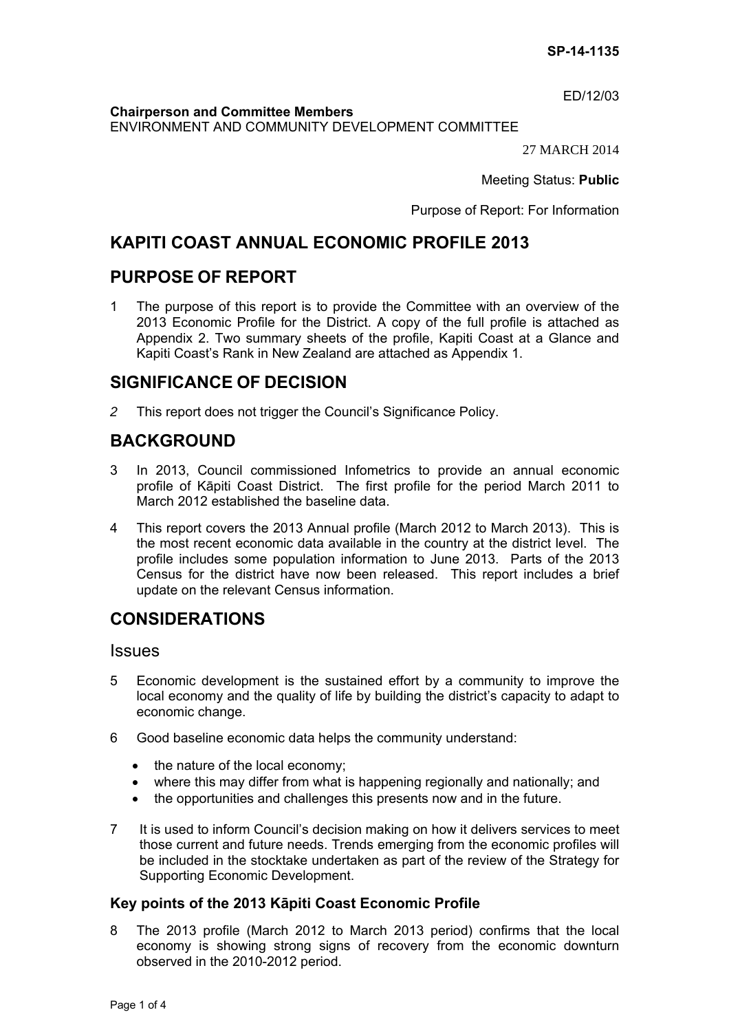SP-14-1135

ED/12/03

**Chairperson and Committee Members**
ENVIRONMENT AND COMMUNITY DEVELOPMENT COMMITTEE

27 MARCH 2014

Meeting Status: **Public**

Purpose of Report: For Information

# KAPITI COAST ANNUAL ECONOMIC PROFILE 2013

## PURPOSE OF REPORT

1 The purpose of this report is to provide the Committee with an overview of the 2013 Economic Profile for the District. A copy of the full profile is attached as Appendix 2. Two summary sheets of the profile, Kapiti Coast at a Glance and Kapiti Coast's Rank in New Zealand are attached as Appendix 1.

## SIGNIFICANCE OF DECISION

*2* This report does not trigger the Council's Significance Policy.

## BACKGROUND

3 In 2013, Council commissioned Infometrics to provide an annual economic profile of Kāpiti Coast District. The first profile for the period March 2011 to March 2012 established the baseline data.

4 This report covers the 2013 Annual profile (March 2012 to March 2013). This is the most recent economic data available in the country at the district level. The profile includes some population information to June 2013. Parts of the 2013 Census for the district have now been released. This report includes a brief update on the relevant Census information.

## CONSIDERATIONS

### Issues

5 Economic development is the sustained effort by a community to improve the local economy and the quality of life by building the district's capacity to adapt to economic change.

6 Good baseline economic data helps the community understand:

- the nature of the local economy;
- where this may differ from what is happening regionally and nationally; and
- the opportunities and challenges this presents now and in the future.

7 It is used to inform Council's decision making on how it delivers services to meet those current and future needs. Trends emerging from the economic profiles will be included in the stocktake undertaken as part of the review of the Strategy for Supporting Economic Development.

#### Key points of the 2013 Kāpiti Coast Economic Profile

8 The 2013 profile (March 2012 to March 2013 period) confirms that the local economy is showing strong signs of recovery from the economic downturn observed in the 2010-2012 period.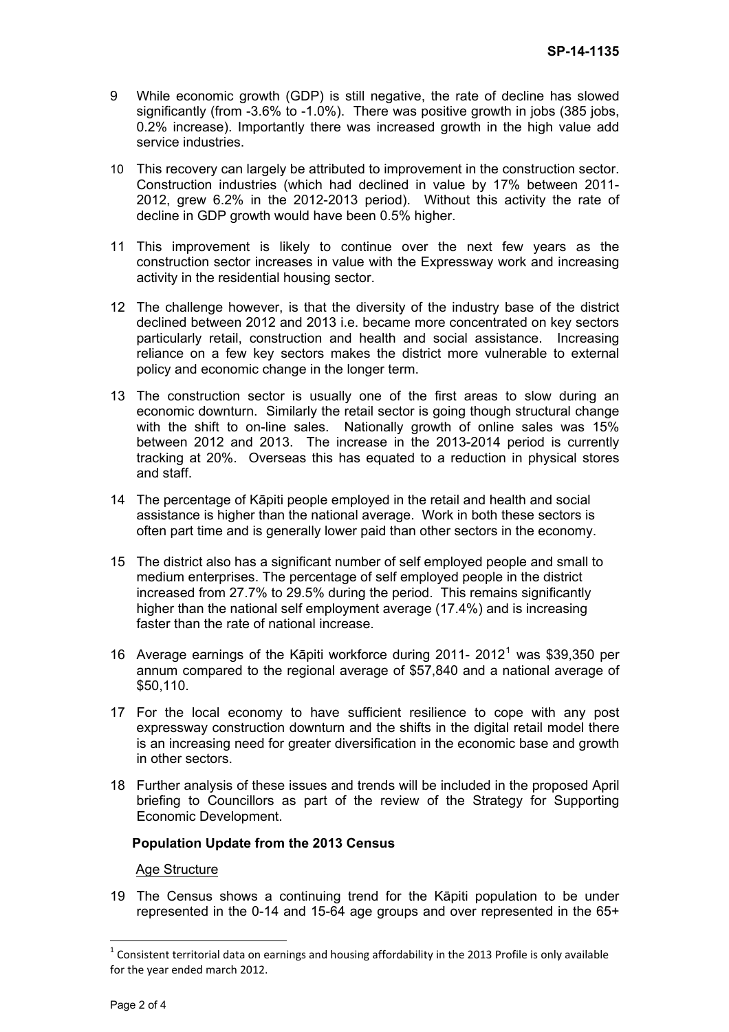9 While economic growth (GDP) is still negative, the rate of decline has slowed significantly (from -3.6% to -1.0%). There was positive growth in jobs (385 jobs, 0.2% increase). Importantly there was increased growth in the high value add service industries.

10 This recovery can largely be attributed to improvement in the construction sector. Construction industries (which had declined in value by 17% between 2011-2012, grew 6.2% in the 2012-2013 period). Without this activity the rate of decline in GDP growth would have been 0.5% higher.

11 This improvement is likely to continue over the next few years as the construction sector increases in value with the Expressway work and increasing activity in the residential housing sector.

12 The challenge however, is that the diversity of the industry base of the district declined between 2012 and 2013 i.e. became more concentrated on key sectors particularly retail, construction and health and social assistance. Increasing reliance on a few key sectors makes the district more vulnerable to external policy and economic change in the longer term.

13 The construction sector is usually one of the first areas to slow during an economic downturn. Similarly the retail sector is going though structural change with the shift to on-line sales. Nationally growth of online sales was 15% between 2012 and 2013. The increase in the 2013-2014 period is currently tracking at 20%. Overseas this has equated to a reduction in physical stores and staff.

14 The percentage of Kāpiti people employed in the retail and health and social assistance is higher than the national average. Work in both these sectors is often part time and is generally lower paid than other sectors in the economy.

15 The district also has a significant number of self employed people and small to medium enterprises. The percentage of self employed people in the district increased from 27.7% to 29.5% during the period. This remains significantly higher than the national self employment average (17.4%) and is increasing faster than the rate of national increase.

16 Average earnings of the Kāpiti workforce during 2011- 2012[1] was $39,350 per annum compared to the regional average of $57,840 and a national average of $50,110.

17 For the local economy to have sufficient resilience to cope with any post expressway construction downturn and the shifts in the digital retail model there is an increasing need for greater diversification in the economic base and growth in other sectors.

18 Further analysis of these issues and trends will be included in the proposed April briefing to Councillors as part of the review of the Strategy for Supporting Economic Development.

### Population Update from the 2013 Census

Age Structure

19 The Census shows a continuing trend for the Kāpiti population to be under represented in the 0-14 and 15-64 age groups and over represented in the 65+

[1] Consistent territorial data on earnings and housing affordability in the 2013 Profile is only available for the year ended march 2012.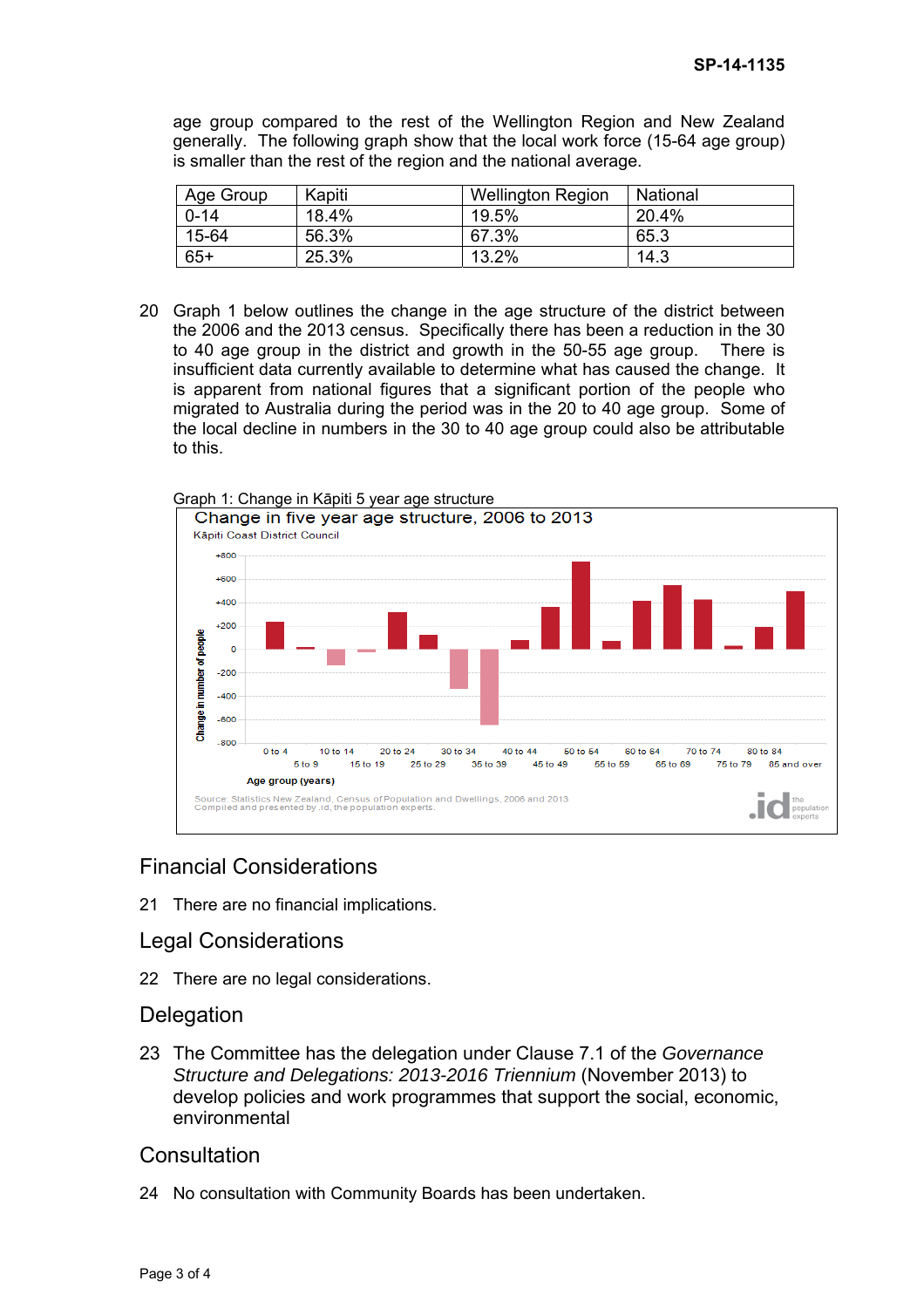age group compared to the rest of the Wellington Region and New Zealand generally. The following graph show that the local work force (15-64 age group) is smaller than the rest of the region and the national average.

| Age Group | Kapiti | Wellington Region | National |
|---|---|---|---|
| 0-14 | 18.4% | 19.5% | 20.4% |
| 15-64 | 56.3% | 67.3% | 65.3 |
| 65+ | 25.3% | 13.2% | 14.3 |

20 Graph 1 below outlines the change in the age structure of the district between the 2006 and the 2013 census. Specifically there has been a reduction in the 30 to 40 age group in the district and growth in the 50-55 age group. There is insufficient data currently available to determine what has caused the change. It is apparent from national figures that a significant portion of the people who migrated to Australia during the period was in the 20 to 40 age group. Some of the local decline in numbers in the 30 to 40 age group could also be attributable to this.

Graph 1: Change in Kāpiti 5 year age structure

**Change in five year age structure, 2006 to 2013**

Kāpiti Coast District Council

Source: Statistics New Zealand, Census of Population and Dwellings, 2006 and 2013
Compiled and presented by .id, the population experts.

## Financial Considerations

21 There are no financial implications.

## Legal Considerations

22 There are no legal considerations.

## Delegation

23 The Committee has the delegation under Clause 7.1 of the *Governance Structure and Delegations: 2013-2016 Triennium* (November 2013) to develop policies and work programmes that support the social, economic, environmental

## Consultation

24 No consultation with Community Boards has been undertaken.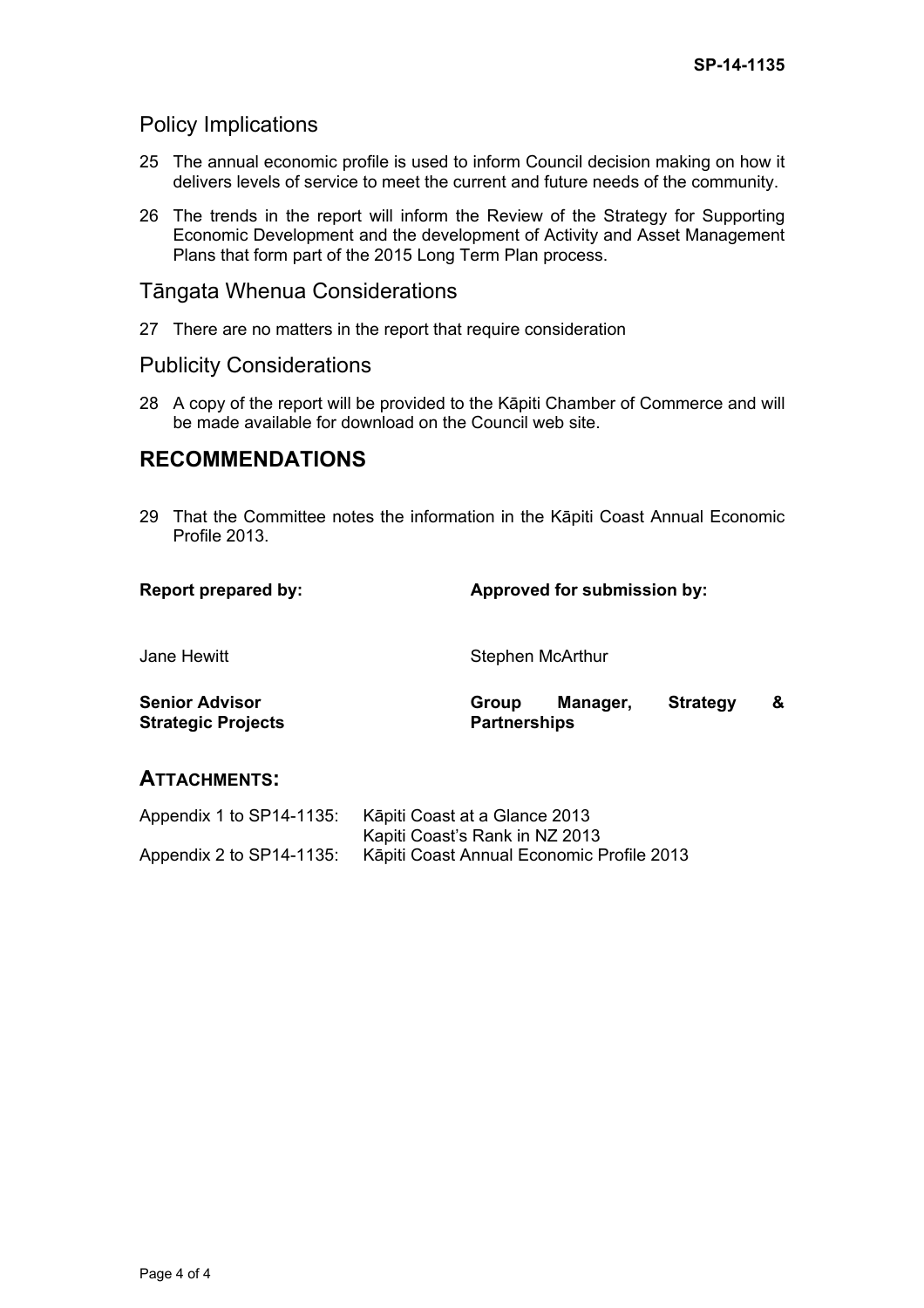## Policy Implications

25 The annual economic profile is used to inform Council decision making on how it delivers levels of service to meet the current and future needs of the community.

26 The trends in the report will inform the Review of the Strategy for Supporting Economic Development and the development of Activity and Asset Management Plans that form part of the 2015 Long Term Plan process.

## Tāngata Whenua Considerations

27 There are no matters in the report that require consideration

## Publicity Considerations

28 A copy of the report will be provided to the Kāpiti Chamber of Commerce and will be made available for download on the Council web site.

# RECOMMENDATIONS

29 That the Committee notes the information in the Kāpiti Coast Annual Economic Profile 2013.

| Report prepared by: | Approved for submission by: |
|---|---|
| Jane Hewitt | Stephen McArthur |
| **Senior Advisor Strategic Projects** | **Group Manager, Strategy & Partnerships** |

## ATTACHMENTS:

Appendix 1 to SP14-1135: Kāpiti Coast at a Glance 2013
Kapiti Coast's Rank in NZ 2013

Appendix 2 to SP14-1135: Kāpiti Coast Annual Economic Profile 2013